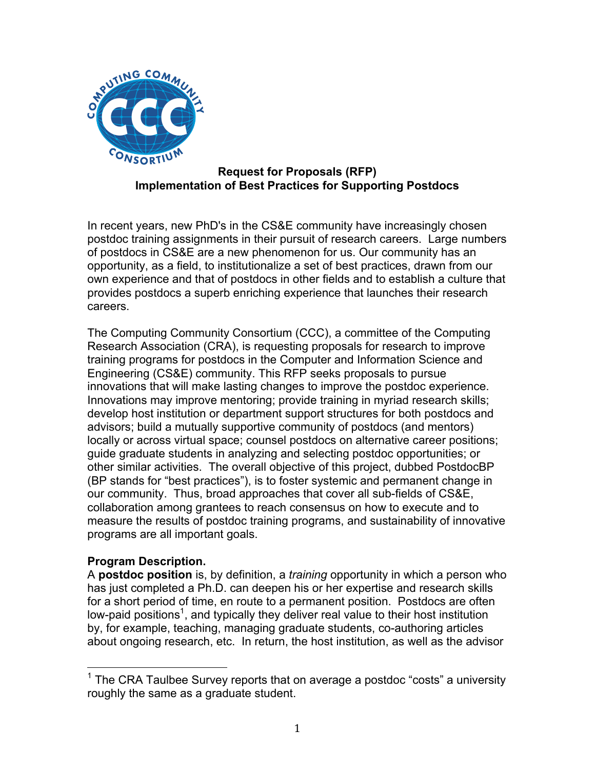**Request for Proposals (RFP)**
**Implementation of Best Practices for Supporting Postdocs**

In recent years, new PhD's in the CS&E community have increasingly chosen postdoc training assignments in their pursuit of research careers. Large numbers of postdocs in CS&E are a new phenomenon for us. Our community has an opportunity, as a field, to institutionalize a set of best practices, drawn from our own experience and that of postdocs in other fields and to establish a culture that provides postdocs a superb enriching experience that launches their research careers.

The Computing Community Consortium (CCC), a committee of the Computing Research Association (CRA), is requesting proposals for research to improve training programs for postdocs in the Computer and Information Science and Engineering (CS&E) community. This RFP seeks proposals to pursue innovations that will make lasting changes to improve the postdoc experience. Innovations may improve mentoring; provide training in myriad research skills; develop host institution or department support structures for both postdocs and advisors; build a mutually supportive community of postdocs (and mentors) locally or across virtual space; counsel postdocs on alternative career positions; guide graduate students in analyzing and selecting postdoc opportunities; or other similar activities. The overall objective of this project, dubbed PostdocBP (BP stands for "best practices"), is to foster systemic and permanent change in our community. Thus, broad approaches that cover all sub-fields of CS&E, collaboration among grantees to reach consensus on how to execute and to measure the results of postdoc training programs, and sustainability of innovative programs are all important goals.

**Program Description.**
A **postdoc position** is, by definition, a *training* opportunity in which a person who has just completed a Ph.D. can deepen his or her expertise and research skills for a short period of time, en route to a permanent position. Postdocs are often low-paid positions[1], and typically they deliver real value to their host institution by, for example, teaching, managing graduate students, co-authoring articles about ongoing research, etc. In return, the host institution, as well as the advisor

[1] The CRA Taulbee Survey reports that on average a postdoc "costs" a university roughly the same as a graduate student.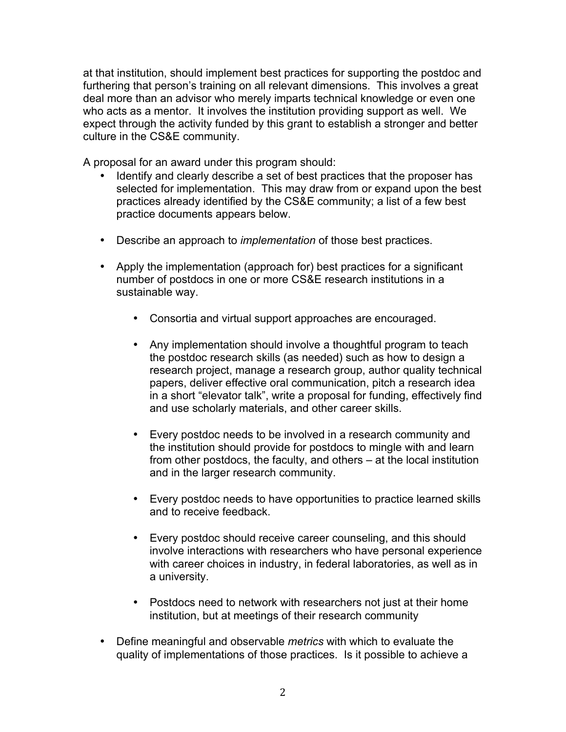at that institution, should implement best practices for supporting the postdoc and furthering that person's training on all relevant dimensions. This involves a great deal more than an advisor who merely imparts technical knowledge or even one who acts as a mentor. It involves the institution providing support as well. We expect through the activity funded by this grant to establish a stronger and better culture in the CS&E community.

A proposal for an award under this program should:

- Identify and clearly describe a set of best practices that the proposer has selected for implementation. This may draw from or expand upon the best practices already identified by the CS&E community; a list of a few best practice documents appears below.

- Describe an approach to *implementation* of those best practices.

- Apply the implementation (approach for) best practices for a significant number of postdocs in one or more CS&E research institutions in a sustainable way.

    - Consortia and virtual support approaches are encouraged.

    - Any implementation should involve a thoughtful program to teach the postdoc research skills (as needed) such as how to design a research project, manage a research group, author quality technical papers, deliver effective oral communication, pitch a research idea in a short "elevator talk", write a proposal for funding, effectively find and use scholarly materials, and other career skills.

    - Every postdoc needs to be involved in a research community and the institution should provide for postdocs to mingle with and learn from other postdocs, the faculty, and others – at the local institution and in the larger research community.

    - Every postdoc needs to have opportunities to practice learned skills and to receive feedback.

    - Every postdoc should receive career counseling, and this should involve interactions with researchers who have personal experience with career choices in industry, in federal laboratories, as well as in a university.

    - Postdocs need to network with researchers not just at their home institution, but at meetings of their research community

- Define meaningful and observable *metrics* with which to evaluate the quality of implementations of those practices. Is it possible to achieve a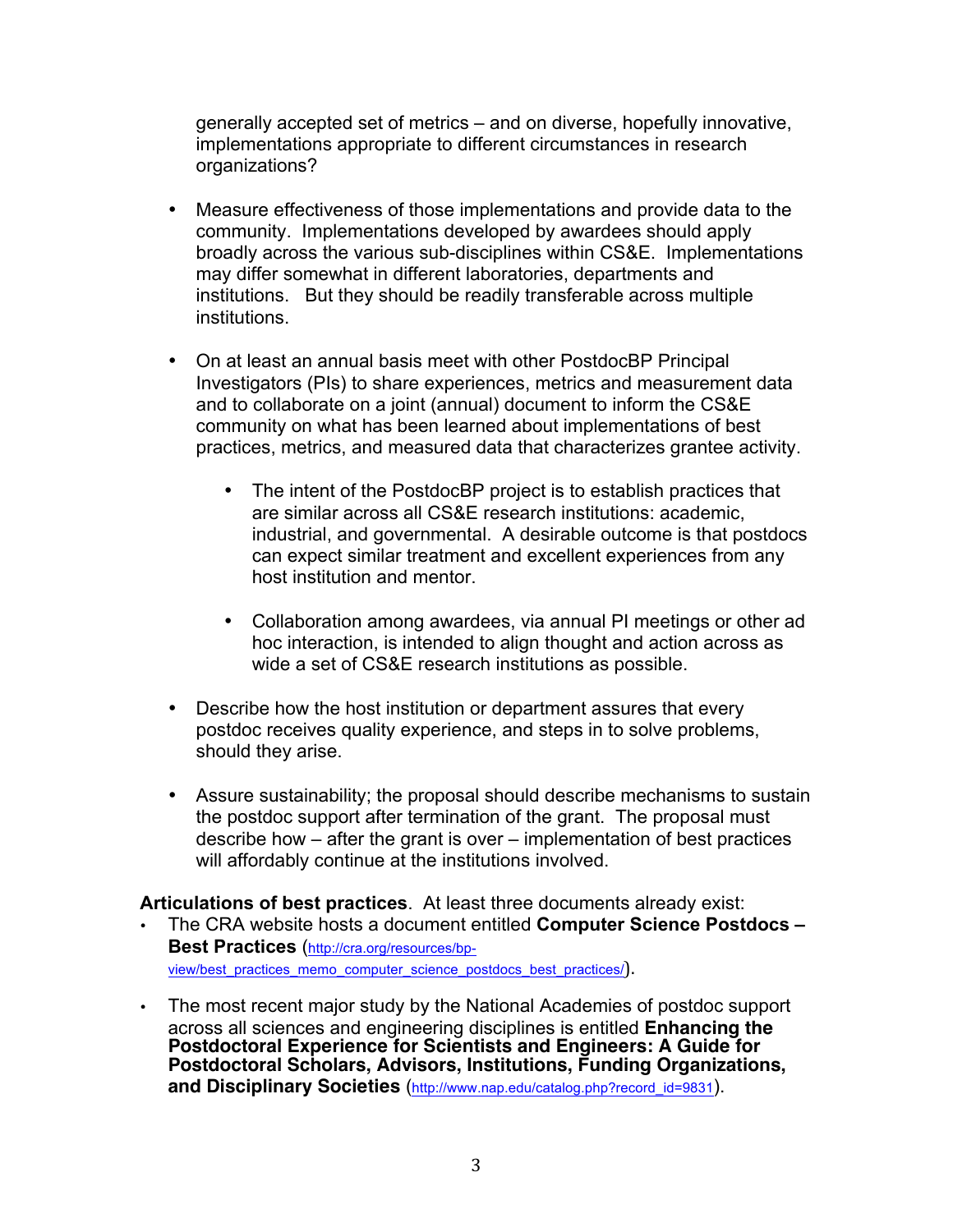generally accepted set of metrics – and on diverse, hopefully innovative, implementations appropriate to different circumstances in research organizations?

- Measure effectiveness of those implementations and provide data to the community. Implementations developed by awardees should apply broadly across the various sub-disciplines within CS&E. Implementations may differ somewhat in different laboratories, departments and institutions. But they should be readily transferable across multiple institutions.

- On at least an annual basis meet with other PostdocBP Principal Investigators (PIs) to share experiences, metrics and measurement data and to collaborate on a joint (annual) document to inform the CS&E community on what has been learned about implementations of best practices, metrics, and measured data that characterizes grantee activity.

  - The intent of the PostdocBP project is to establish practices that are similar across all CS&E research institutions: academic, industrial, and governmental. A desirable outcome is that postdocs can expect similar treatment and excellent experiences from any host institution and mentor.

  - Collaboration among awardees, via annual PI meetings or other ad hoc interaction, is intended to align thought and action across as wide a set of CS&E research institutions as possible.

- Describe how the host institution or department assures that every postdoc receives quality experience, and steps in to solve problems, should they arise.

- Assure sustainability; the proposal should describe mechanisms to sustain the postdoc support after termination of the grant. The proposal must describe how – after the grant is over – implementation of best practices will affordably continue at the institutions involved.

**Articulations of best practices**. At least three documents already exist:

- The CRA website hosts a document entitled **Computer Science Postdocs – Best Practices** (http://cra.org/resources/bp-view/best_practices_memo_computer_science_postdocs_best_practices/).

- The most recent major study by the National Academies of postdoc support across all sciences and engineering disciplines is entitled **Enhancing the Postdoctoral Experience for Scientists and Engineers: A Guide for Postdoctoral Scholars, Advisors, Institutions, Funding Organizations, and Disciplinary Societies** (http://www.nap.edu/catalog.php?record_id=9831).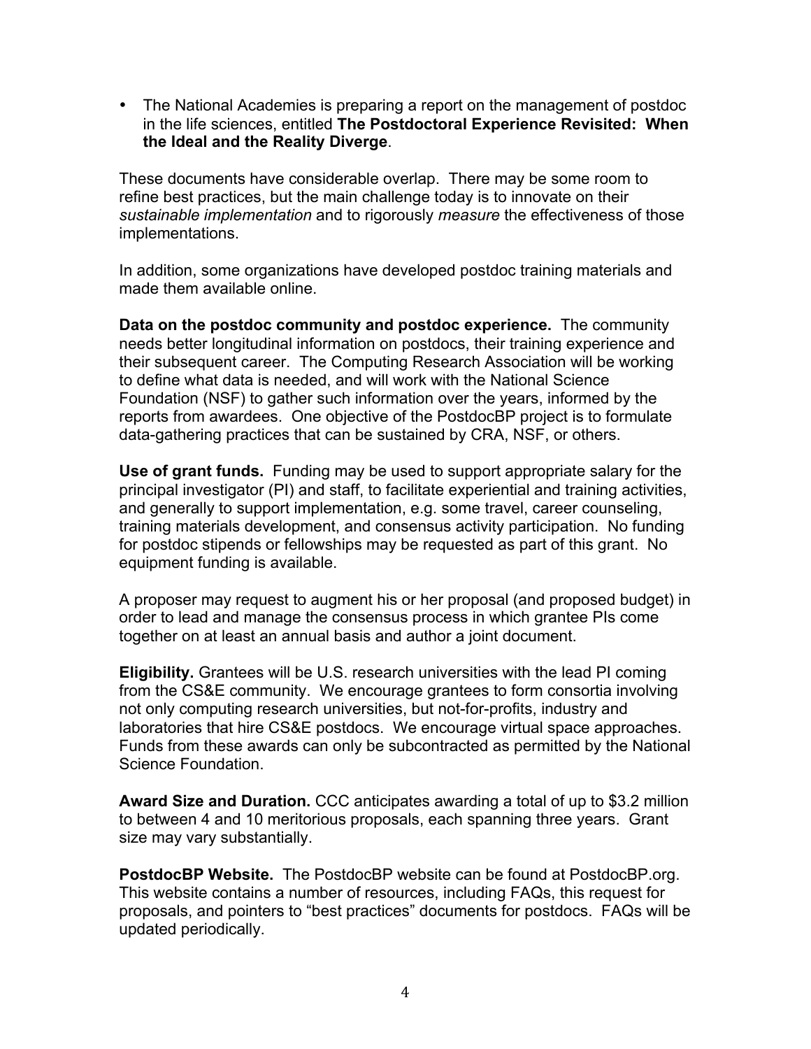- The National Academies is preparing a report on the management of postdoc in the life sciences, entitled **The Postdoctoral Experience Revisited: When the Ideal and the Reality Diverge**.

These documents have considerable overlap. There may be some room to refine best practices, but the main challenge today is to innovate on their *sustainable implementation* and to rigorously *measure* the effectiveness of those implementations.

In addition, some organizations have developed postdoc training materials and made them available online.

**Data on the postdoc community and postdoc experience.** The community needs better longitudinal information on postdocs, their training experience and their subsequent career. The Computing Research Association will be working to define what data is needed, and will work with the National Science Foundation (NSF) to gather such information over the years, informed by the reports from awardees. One objective of the PostdocBP project is to formulate data-gathering practices that can be sustained by CRA, NSF, or others.

**Use of grant funds.** Funding may be used to support appropriate salary for the principal investigator (PI) and staff, to facilitate experiential and training activities, and generally to support implementation, e.g. some travel, career counseling, training materials development, and consensus activity participation. No funding for postdoc stipends or fellowships may be requested as part of this grant. No equipment funding is available.

A proposer may request to augment his or her proposal (and proposed budget) in order to lead and manage the consensus process in which grantee PIs come together on at least an annual basis and author a joint document.

**Eligibility.** Grantees will be U.S. research universities with the lead PI coming from the CS&E community. We encourage grantees to form consortia involving not only computing research universities, but not-for-profits, industry and laboratories that hire CS&E postdocs. We encourage virtual space approaches. Funds from these awards can only be subcontracted as permitted by the National Science Foundation.

**Award Size and Duration.** CCC anticipates awarding a total of up to $3.2 million to between 4 and 10 meritorious proposals, each spanning three years. Grant size may vary substantially.

**PostdocBP Website.** The PostdocBP website can be found at PostdocBP.org. This website contains a number of resources, including FAQs, this request for proposals, and pointers to "best practices" documents for postdocs. FAQs will be updated periodically.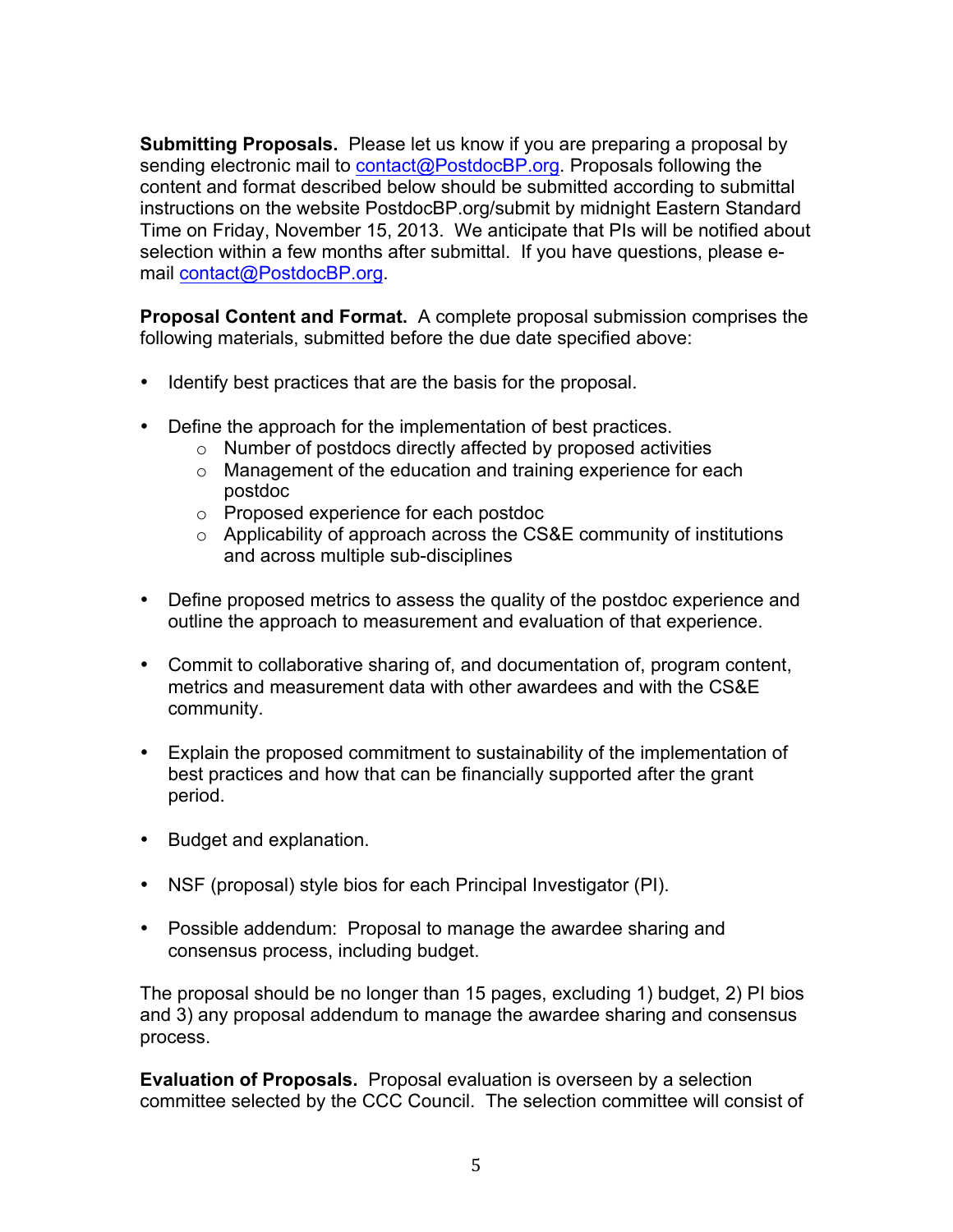**Submitting Proposals.** Please let us know if you are preparing a proposal by sending electronic mail to contact@PostdocBP.org. Proposals following the content and format described below should be submitted according to submittal instructions on the website PostdocBP.org/submit by midnight Eastern Standard Time on Friday, November 15, 2013. We anticipate that PIs will be notified about selection within a few months after submittal. If you have questions, please e-mail contact@PostdocBP.org.

**Proposal Content and Format.** A complete proposal submission comprises the following materials, submitted before the due date specified above:

- Identify best practices that are the basis for the proposal.
- Define the approach for the implementation of best practices.
  - Number of postdocs directly affected by proposed activities
  - Management of the education and training experience for each postdoc
  - Proposed experience for each postdoc
  - Applicability of approach across the CS&E community of institutions and across multiple sub-disciplines
- Define proposed metrics to assess the quality of the postdoc experience and outline the approach to measurement and evaluation of that experience.
- Commit to collaborative sharing of, and documentation of, program content, metrics and measurement data with other awardees and with the CS&E community.
- Explain the proposed commitment to sustainability of the implementation of best practices and how that can be financially supported after the grant period.
- Budget and explanation.
- NSF (proposal) style bios for each Principal Investigator (PI).
- Possible addendum: Proposal to manage the awardee sharing and consensus process, including budget.

The proposal should be no longer than 15 pages, excluding 1) budget, 2) PI bios and 3) any proposal addendum to manage the awardee sharing and consensus process.

**Evaluation of Proposals.** Proposal evaluation is overseen by a selection committee selected by the CCC Council. The selection committee will consist of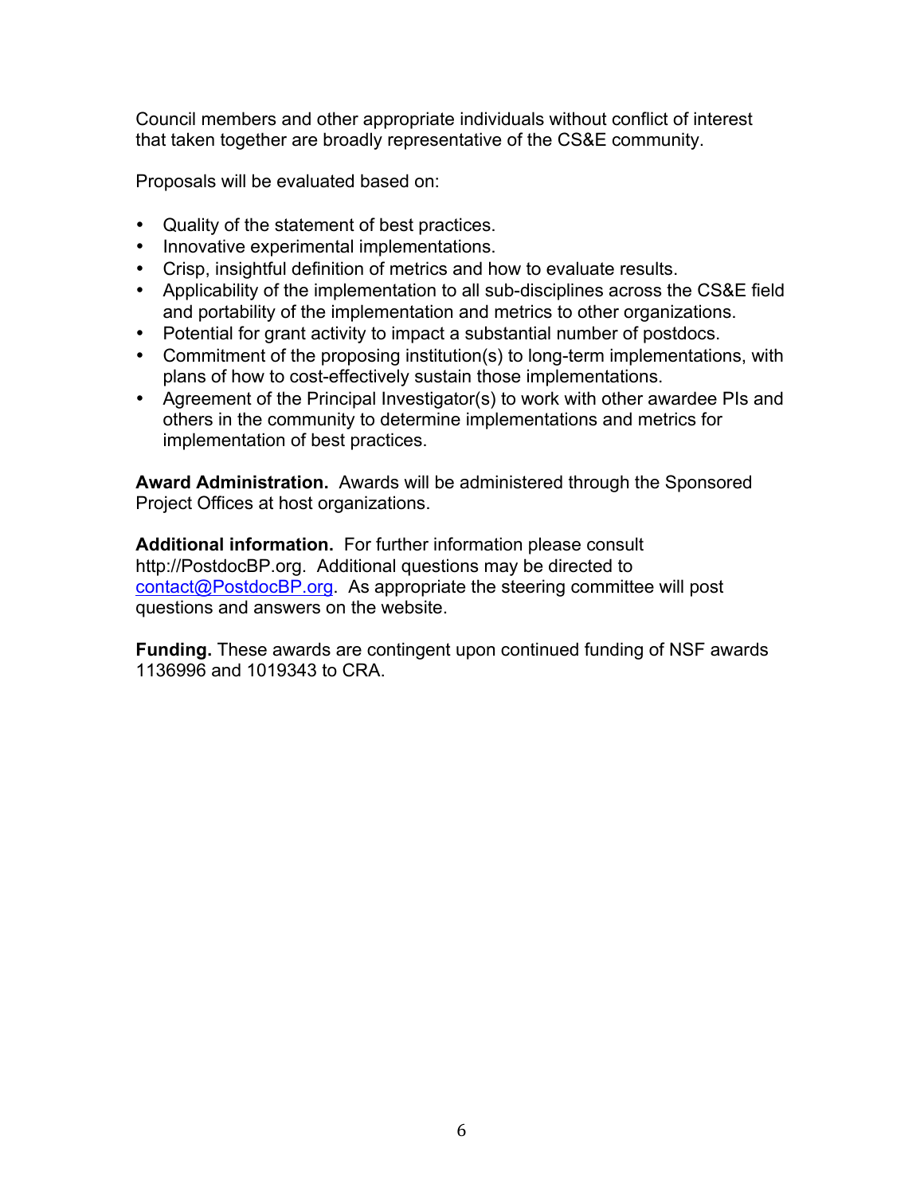Council members and other appropriate individuals without conflict of interest that taken together are broadly representative of the CS&E community.

Proposals will be evaluated based on:

- Quality of the statement of best practices.
- Innovative experimental implementations.
- Crisp, insightful definition of metrics and how to evaluate results.
- Applicability of the implementation to all sub-disciplines across the CS&E field and portability of the implementation and metrics to other organizations.
- Potential for grant activity to impact a substantial number of postdocs.
- Commitment of the proposing institution(s) to long-term implementations, with plans of how to cost-effectively sustain those implementations.
- Agreement of the Principal Investigator(s) to work with other awardee PIs and others in the community to determine implementations and metrics for implementation of best practices.

**Award Administration.** Awards will be administered through the Sponsored Project Offices at host organizations.

**Additional information.** For further information please consult http://PostdocBP.org. Additional questions may be directed to contact@PostdocBP.org. As appropriate the steering committee will post questions and answers on the website.

**Funding.** These awards are contingent upon continued funding of NSF awards 1136996 and 1019343 to CRA.